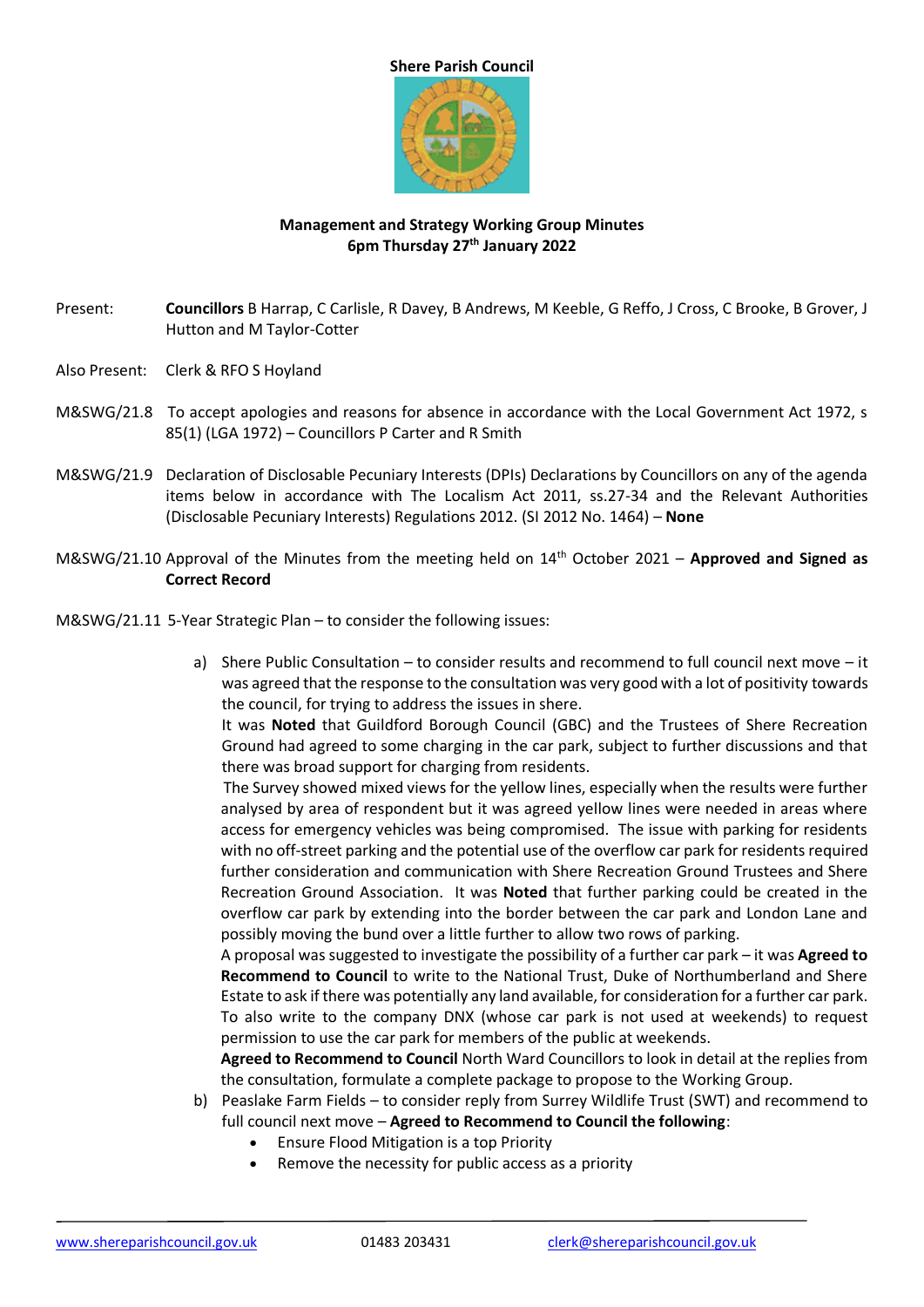**Shere Parish Council**

**Management and Strategy Working Group Minutes**
**6pm Thursday 27th January 2022**

Present: **Councillors** B Harrap, C Carlisle, R Davey, B Andrews, M Keeble, G Reffo, J Cross, C Brooke, B Grover, J Hutton and M Taylor-Cotter

Also Present: Clerk & RFO S Hoyland

M&SWG/21.8 To accept apologies and reasons for absence in accordance with the Local Government Act 1972, s 85(1) (LGA 1972) – Councillors P Carter and R Smith

M&SWG/21.9 Declaration of Disclosable Pecuniary Interests (DPIs) Declarations by Councillors on any of the agenda items below in accordance with The Localism Act 2011, ss.27-34 and the Relevant Authorities (Disclosable Pecuniary Interests) Regulations 2012. (SI 2012 No. 1464) – **None**

M&SWG/21.10 Approval of the Minutes from the meeting held on 14th October 2021 – **Approved and Signed as Correct Record**

M&SWG/21.11 5-Year Strategic Plan – to consider the following issues:

a) Shere Public Consultation – to consider results and recommend to full council next move – it was agreed that the response to the consultation was very good with a lot of positivity towards the council, for trying to address the issues in shere.
   It was **Noted** that Guildford Borough Council (GBC) and the Trustees of Shere Recreation Ground had agreed to some charging in the car park, subject to further discussions and that there was broad support for charging from residents.
   The Survey showed mixed views for the yellow lines, especially when the results were further analysed by area of respondent but it was agreed yellow lines were needed in areas where access for emergency vehicles was being compromised. The issue with parking for residents with no off-street parking and the potential use of the overflow car park for residents required further consideration and communication with Shere Recreation Ground Trustees and Shere Recreation Ground Association. It was **Noted** that further parking could be created in the overflow car park by extending into the border between the car park and London Lane and possibly moving the bund over a little further to allow two rows of parking.
   A proposal was suggested to investigate the possibility of a further car park – it was **Agreed to Recommend to Council** to write to the National Trust, Duke of Northumberland and Shere Estate to ask if there was potentially any land available, for consideration for a further car park. To also write to the company DNX (whose car park is not used at weekends) to request permission to use the car park for members of the public at weekends.
   **Agreed to Recommend to Council** North Ward Councillors to look in detail at the replies from the consultation, formulate a complete package to propose to the Working Group.
b) Peaslake Farm Fields – to consider reply from Surrey Wildlife Trust (SWT) and recommend to full council next move – **Agreed to Recommend to Council the following**:
   - Ensure Flood Mitigation is a top Priority
   - Remove the necessity for public access as a priority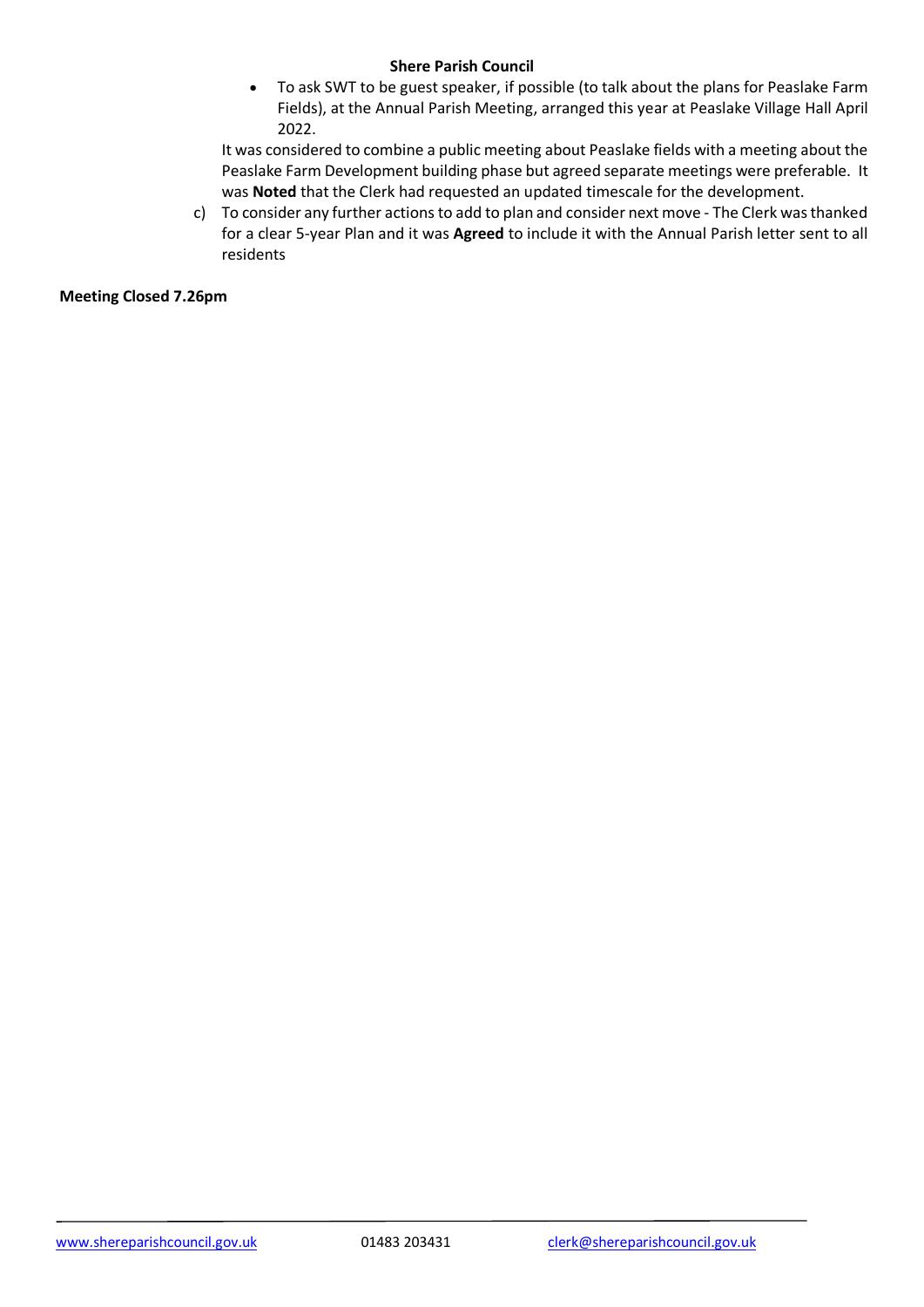- To ask SWT to be guest speaker, if possible (to talk about the plans for Peaslake Farm Fields), at the Annual Parish Meeting, arranged this year at Peaslake Village Hall April 2022.

It was considered to combine a public meeting about Peaslake fields with a meeting about the Peaslake Farm Development building phase but agreed separate meetings were preferable. It was **Noted** that the Clerk had requested an updated timescale for the development.

c) To consider any further actions to add to plan and consider next move - The Clerk was thanked for a clear 5-year Plan and it was **Agreed** to include it with the Annual Parish letter sent to all residents

**Meeting Closed 7.26pm**